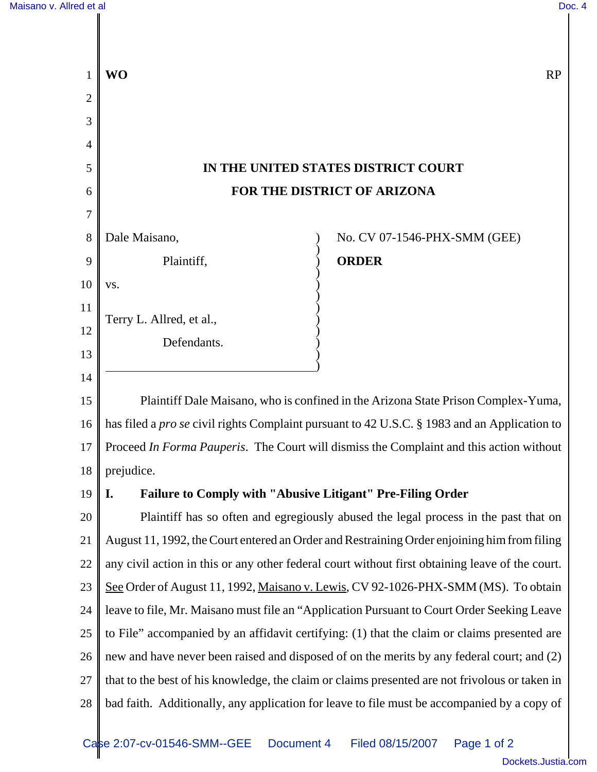WO RP

# IN THE UNITED STATES DISTRICT COURT
# FOR THE DISTRICT OF ARIZONA

Dale Maisano,

Plaintiff,

vs.

Terry L. Allred, et al.,

Defendants.

No. CV 07-1546-PHX-SMM (GEE)

**ORDER**

Plaintiff Dale Maisano, who is confined in the Arizona State Prison Complex-Yuma, has filed a *pro se* civil rights Complaint pursuant to 42 U.S.C. § 1983 and an Application to Proceed *In Forma Pauperis*. The Court will dismiss the Complaint and this action without prejudice.

## I. Failure to Comply with "Abusive Litigant" Pre-Filing Order

Plaintiff has so often and egregiously abused the legal process in the past that on August 11, 1992, the Court entered an Order and Restraining Order enjoining him from filing any civil action in this or any other federal court without first obtaining leave of the court. See Order of August 11, 1992, Maisano v. Lewis, CV 92-1026-PHX-SMM (MS). To obtain leave to file, Mr. Maisano must file an "Application Pursuant to Court Order Seeking Leave to File" accompanied by an affidavit certifying: (1) that the claim or claims presented are new and have never been raised and disposed of on the merits by any federal court; and (2) that to the best of his knowledge, the claim or claims presented are not frivolous or taken in bad faith. Additionally, any application for leave to file must be accompanied by a copy of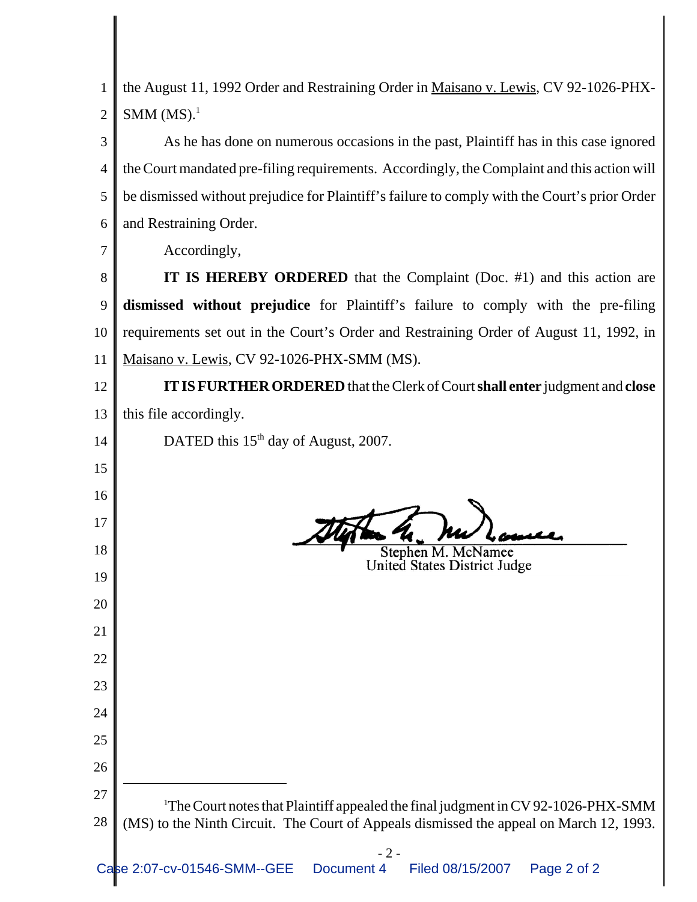the August 11, 1992 Order and Restraining Order in Maisano v. Lewis, CV 92-1026-PHX-SMM (MS).[1]

As he has done on numerous occasions in the past, Plaintiff has in this case ignored the Court mandated pre-filing requirements. Accordingly, the Complaint and this action will be dismissed without prejudice for Plaintiff's failure to comply with the Court's prior Order and Restraining Order.

Accordingly,

**IT IS HEREBY ORDERED** that the Complaint (Doc. #1) and this action are **dismissed without prejudice** for Plaintiff's failure to comply with the pre-filing requirements set out in the Court's Order and Restraining Order of August 11, 1992, in Maisano v. Lewis, CV 92-1026-PHX-SMM (MS).

**IT IS FURTHER ORDERED** that the Clerk of Court **shall enter** judgment and **close** this file accordingly.

DATED this 15th day of August, 2007.

Stephen M. McNamee
United States District Judge

---

[1] The Court notes that Plaintiff appealed the final judgment in CV 92-1026-PHX-SMM (MS) to the Ninth Circuit. The Court of Appeals dismissed the appeal on March 12, 1993.